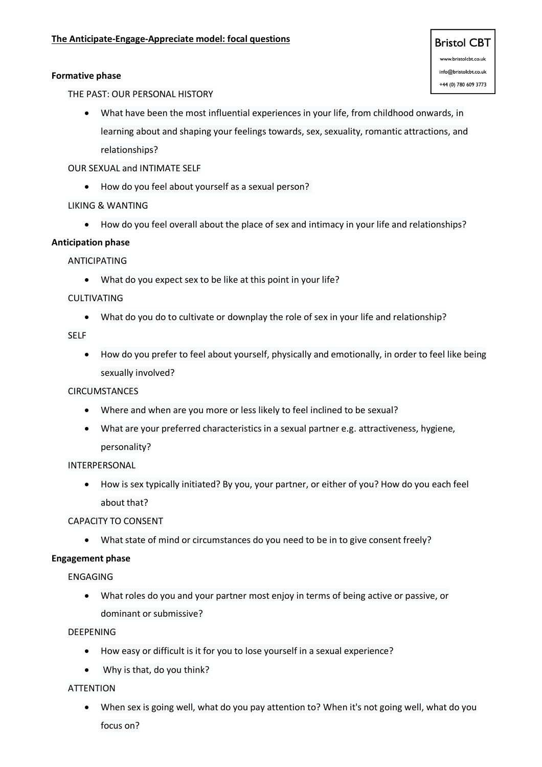**The Anticipate-Engage-Appreciate model: focal questions**

Bristol CBT
www.bristolcbt.co.uk
info@bristolcbt.co.uk
+44 (0) 780 609 3773

**Formative phase**

THE PAST: OUR PERSONAL HISTORY

- What have been the most influential experiences in your life, from childhood onwards, in learning about and shaping your feelings towards, sex, sexuality, romantic attractions, and relationships?

OUR SEXUAL and INTIMATE SELF

- How do you feel about yourself as a sexual person?

LIKING & WANTING

- How do you feel overall about the place of sex and intimacy in your life and relationships?

**Anticipation phase**

ANTICIPATING

- What do you expect sex to be like at this point in your life?

CULTIVATING

- What do you do to cultivate or downplay the role of sex in your life and relationship?

SELF

- How do you prefer to feel about yourself, physically and emotionally, in order to feel like being sexually involved?

CIRCUMSTANCES

- Where and when are you more or less likely to feel inclined to be sexual?
- What are your preferred characteristics in a sexual partner e.g. attractiveness, hygiene, personality?

INTERPERSONAL

- How is sex typically initiated? By you, your partner, or either of you? How do you each feel about that?

CAPACITY TO CONSENT

- What state of mind or circumstances do you need to be in to give consent freely?

**Engagement phase**

ENGAGING

- What roles do you and your partner most enjoy in terms of being active or passive, or dominant or submissive?

DEEPENING

- How easy or difficult is it for you to lose yourself in a sexual experience?
- Why is that, do you think?

ATTENTION

- When sex is going well, what do you pay attention to? When it's not going well, what do you focus on?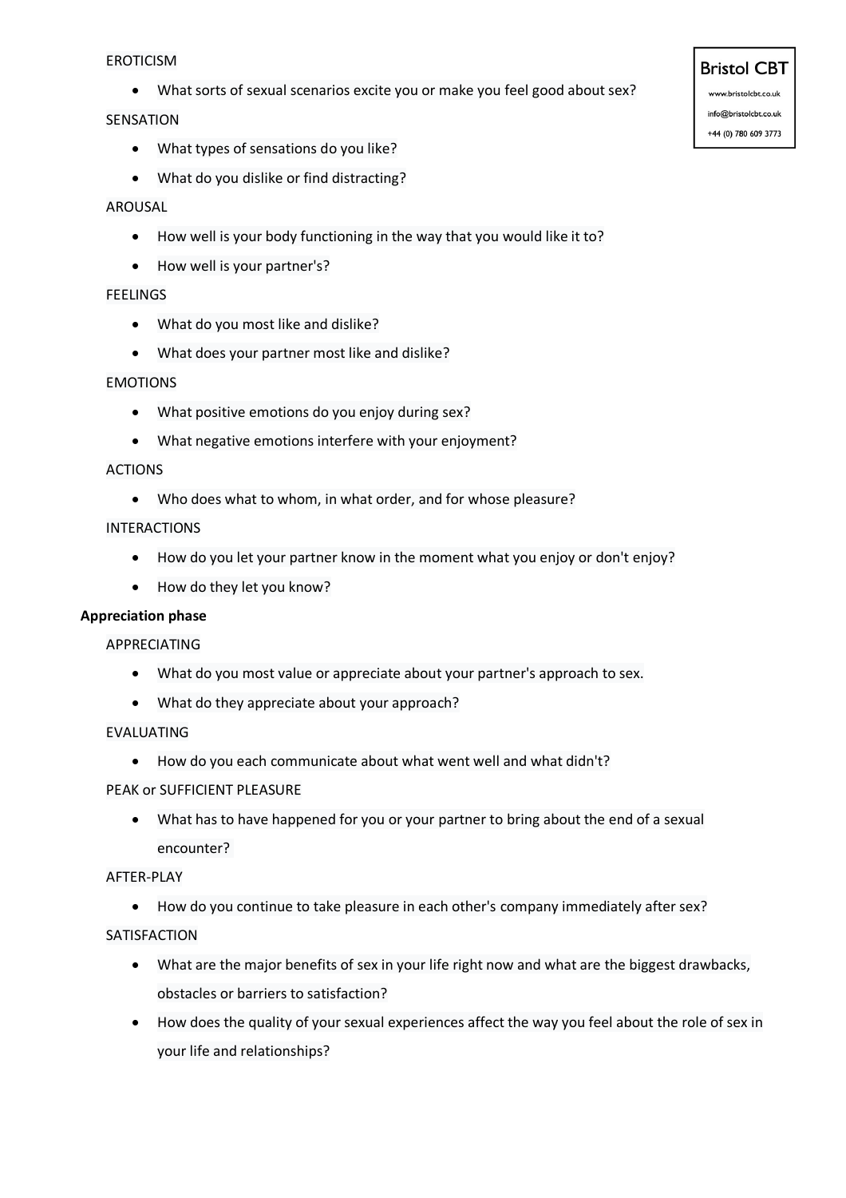EROTICISM

- What sorts of sexual scenarios excite you or make you feel good about sex?

SENSATION

- What types of sensations do you like?
- What do you dislike or find distracting?

AROUSAL

- How well is your body functioning in the way that you would like it to?
- How well is your partner's?

FEELINGS

- What do you most like and dislike?
- What does your partner most like and dislike?

EMOTIONS

- What positive emotions do you enjoy during sex?
- What negative emotions interfere with your enjoyment?

ACTIONS

- Who does what to whom, in what order, and for whose pleasure?

INTERACTIONS

- How do you let your partner know in the moment what you enjoy or don't enjoy?
- How do they let you know?

**Appreciation phase**

APPRECIATING

- What do you most value or appreciate about your partner's approach to sex.
- What do they appreciate about your approach?

EVALUATING

- How do you each communicate about what went well and what didn't?

PEAK or SUFFICIENT PLEASURE

- What has to have happened for you or your partner to bring about the end of a sexual encounter?

AFTER-PLAY

- How do you continue to take pleasure in each other's company immediately after sex?

SATISFACTION

- What are the major benefits of sex in your life right now and what are the biggest drawbacks, obstacles or barriers to satisfaction?
- How does the quality of your sexual experiences affect the way you feel about the role of sex in your life and relationships?